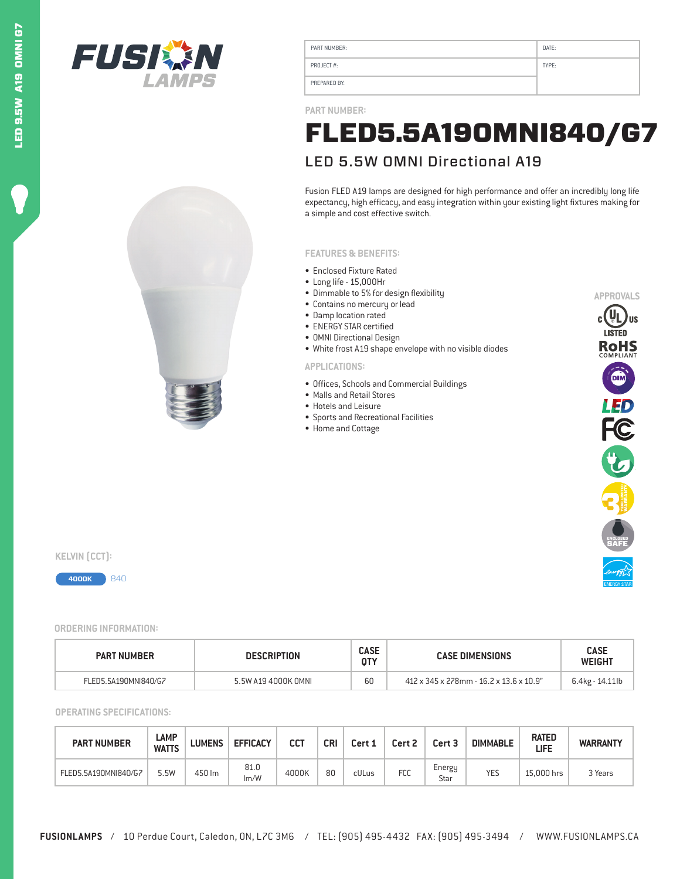| PART NUMBER: | DATE: |
| --- | --- |
| PROJECT #: | TYPE: |
| PREPARED BY: | |

PART NUMBER:

# FLED5.5A19OMNI840/G7

## LED 5.5W OMNI Directional A19

Fusion FLED A19 lamps are designed for high performance and offer an incredibly long life expectancy, high efficacy, and easy integration within your existing light fixtures making for a simple and cost effective switch.

### FEATURES & BENEFITS:

- Enclosed Fixture Rated
- Long life - 15,000Hr
- Dimmable to 5% for design flexibility
- Contains no mercury or lead
- Damp location rated
- ENERGY STAR certified
- OMNI Directional Design
- White frost A19 shape envelope with no visible diodes

### APPLICATIONS:

- Offices, Schools and Commercial Buildings
- Malls and Retail Stores
- Hotels and Leisure
- Sports and Recreational Facilities
- Home and Cottage

### APPROVALS

cULus LISTED, RoHS COMPLIANT, DIM, LED, FC, 3 YEAR LIMITED WARRANTY, ENCLOSED SAFE, ENERGY STAR

### KELVIN (CCT):

4000K 840

### ORDERING INFORMATION:

| PART NUMBER | DESCRIPTION | CASE QTY | CASE DIMENSIONS | CASE WEIGHT |
| --- | --- | --- | --- | --- |
| FLED5.5A19OMNI840/G7 | 5.5W A19 4000K OMNI | 60 | 412 x 345 x 278mm - 16.2 x 13.6 x 10.9" | 6.4kg - 14.11lb |

### OPERATING SPECIFICATIONS:

| PART NUMBER | LAMP WATTS | LUMENS | EFFICACY | CCT | CRI | Cert 1 | Cert 2 | Cert 3 | DIMMABLE | RATED LIFE | WARRANTY |
| --- | --- | --- | --- | --- | --- | --- | --- | --- | --- | --- | --- |
| FLED5.5A19OMNI840/G7 | 5.5W | 450 lm | 81.0 lm/W | 4000K | 80 | cULus | FCC | Energy Star | YES | 15,000 hrs | 3 Years |

**FUSIONLAMPS** / 10 Perdue Court, Caledon, ON, L7C 3M6 / TEL: (905) 495-4432 FAX: (905) 495-3494 / WWW.FUSIONLAMPS.CA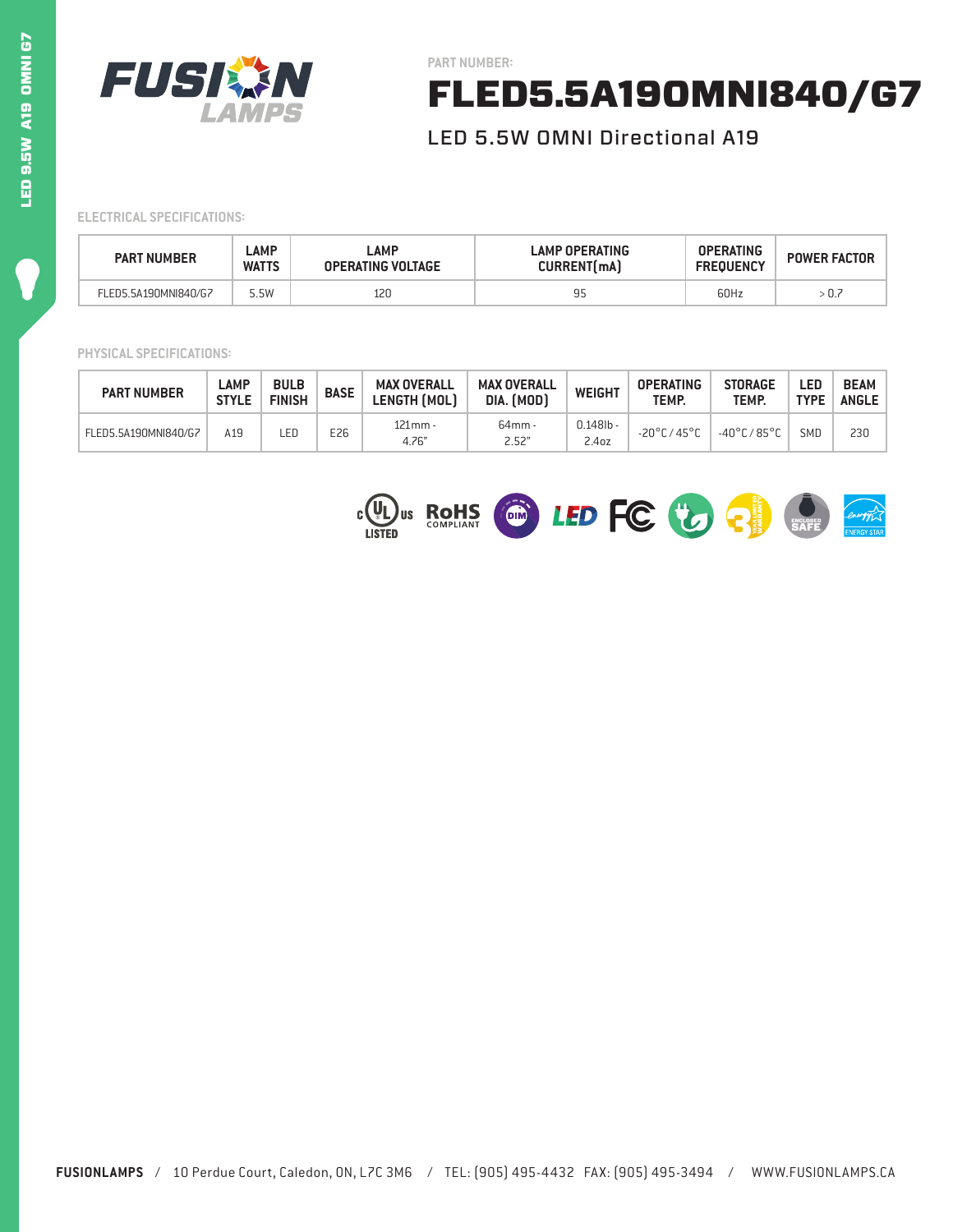FUSION LAMPS

PART NUMBER:

# FLED5.5A190MNI840/G7

## LED 5.5W OMNI Directional A19

LED 9.5W A19 OMNI G7

### ELECTRICAL SPECIFICATIONS:

| PART NUMBER | LAMP WATTS | LAMP OPERATING VOLTAGE | LAMP OPERATING CURRENT(mA) | OPERATING FREQUENCY | POWER FACTOR |
|---|---|---|---|---|---|
| FLED5.5A190MNI840/G7 | 5.5W | 120 | 95 | 60Hz | > 0.7 |

### PHYSICAL SPECIFICATIONS:

| PART NUMBER | LAMP STYLE | BULB FINISH | BASE | MAX OVERALL LENGTH (MOL) | MAX OVERALL DIA. (MOD) | WEIGHT | OPERATING TEMP. | STORAGE TEMP. | LED TYPE | BEAM ANGLE |
|---|---|---|---|---|---|---|---|---|---|---|
| FLED5.5A190MNI840/G7 | A19 | LED | E26 | 121mm - 4.76" | 64mm - 2.52" | 0.148lb - 2.4oz | -20°C / 45°C | -40°C / 85°C | SMD | 230 |

c UL us LISTED   RoHS COMPLIANT   DIM   LED   FC   ENCLOSED SAFE   ENERGY STAR

FUSIONLAMPS / 10 Perdue Court, Caledon, ON, L7C 3M6 / TEL: (905) 495-4432 FAX: (905) 495-3494 / WWW.FUSIONLAMPS.CA